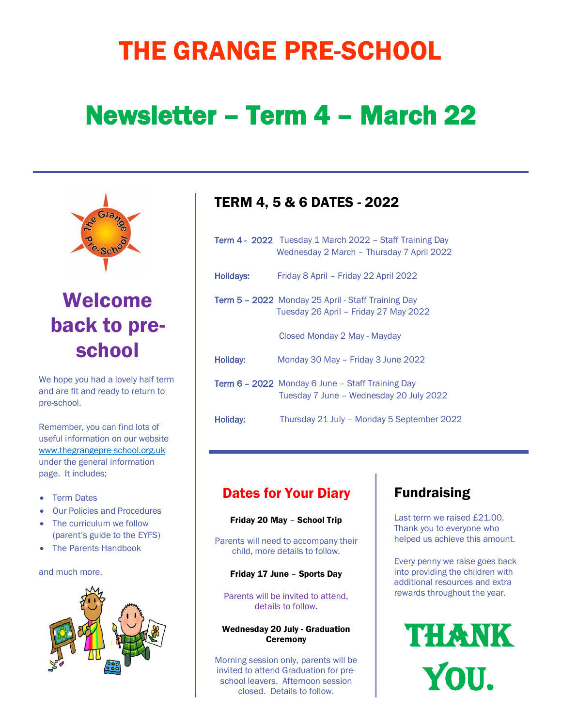# THE GRANGE PRE-SCHOOL

# Newsletter – Term 4 – March 22

## Welcome back to pre-school

We hope you had a lovely half term and are fit and ready to return to pre-school.

Remember, you can find lots of useful information on our website www.thegrangepre-school.org.uk under the general information page. It includes;

- Term Dates
- Our Policies and Procedures
- The curriculum we follow (parent's guide to the EYFS)
- The Parents Handbook

and much more.

## TERM 4, 5 & 6 DATES - 2022

**Term 4 - 2022** Tuesday 1 March 2022 – Staff Training Day
Wednesday 2 March – Thursday 7 April 2022

**Holidays:** Friday 8 April – Friday 22 April 2022

**Term 5 – 2022** Monday 25 April - Staff Training Day
Tuesday 26 April – Friday 27 May 2022

Closed Monday 2 May - Mayday

**Holiday:** Monday 30 May – Friday 3 June 2022

**Term 6 – 2022** Monday 6 June – Staff Training Day
Tuesday 7 June – Wednesday 20 July 2022

**Holiday:** Thursday 21 July – Monday 5 September 2022

## Dates for Your Diary

**Friday 20 May – School Trip**

Parents will need to accompany their child, more details to follow.

**Friday 17 June – Sports Day**

Parents will be invited to attend, details to follow.

**Wednesday 20 July - Graduation Ceremony**

Morning session only, parents will be invited to attend Graduation for pre-school leavers. Afternoon session closed. Details to follow.

## Fundraising

Last term we raised £21.00. Thank you to everyone who helped us achieve this amount.

Every penny we raise goes back into providing the children with additional resources and extra rewards throughout the year.

**THANK YOU.**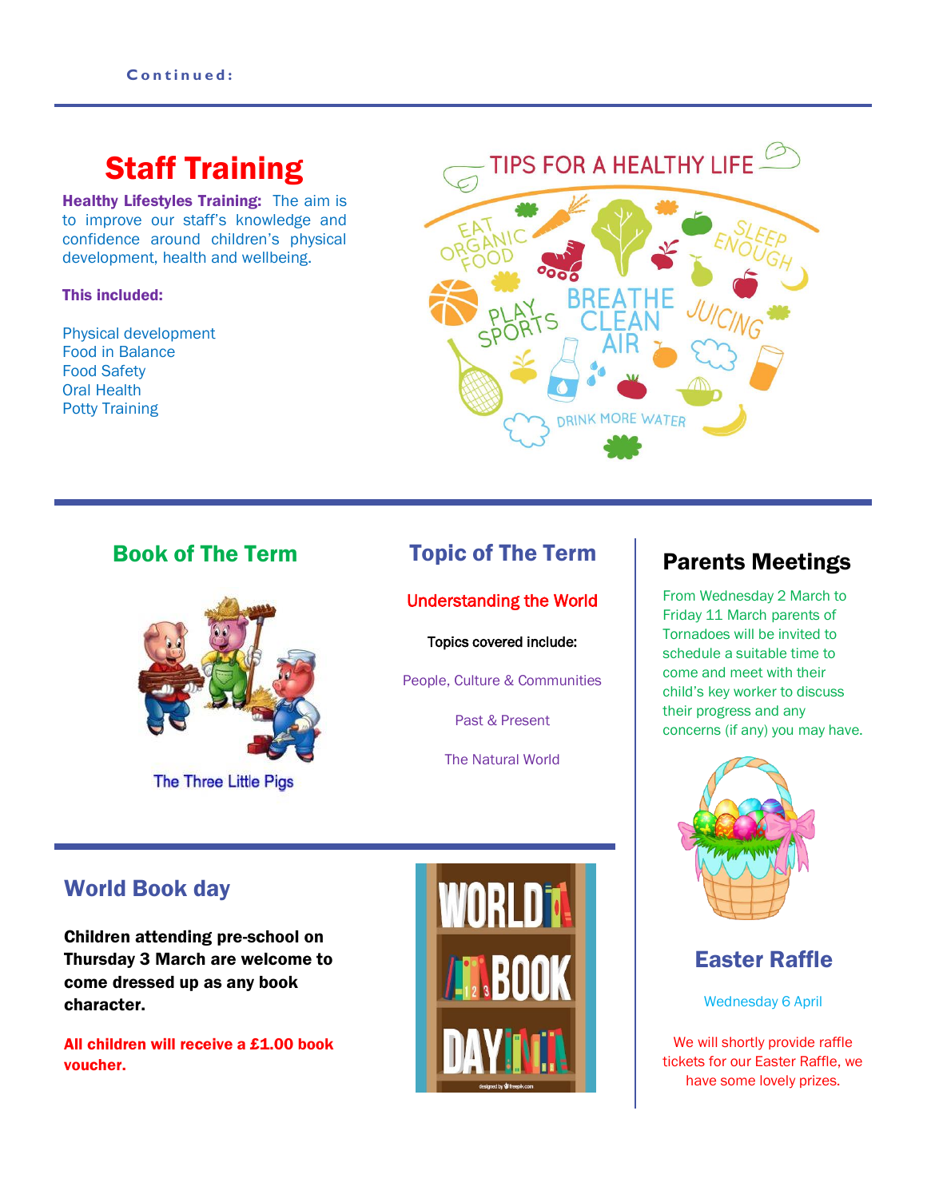Continued:

## Staff Training

**Healthy Lifestyles Training:** The aim is to improve our staff's knowledge and confidence around children's physical development, health and wellbeing.

**This included:**

Physical development
Food in Balance
Food Safety
Oral Health
Potty Training

## Book of The Term

The Three Little Pigs

## Topic of The Term

Understanding the World

Topics covered include:

People, Culture & Communities

Past & Present

The Natural World

## Parents Meetings

From Wednesday 2 March to Friday 11 March parents of Tornadoes will be invited to schedule a suitable time to come and meet with their child's key worker to discuss their progress and any concerns (if any) you may have.

## World Book day

**Children attending pre-school on Thursday 3 March are welcome to come dressed up as any book character.**

**All children will receive a £1.00 book voucher.**

## Easter Raffle

Wednesday 6 April

We will shortly provide raffle tickets for our Easter Raffle, we have some lovely prizes.